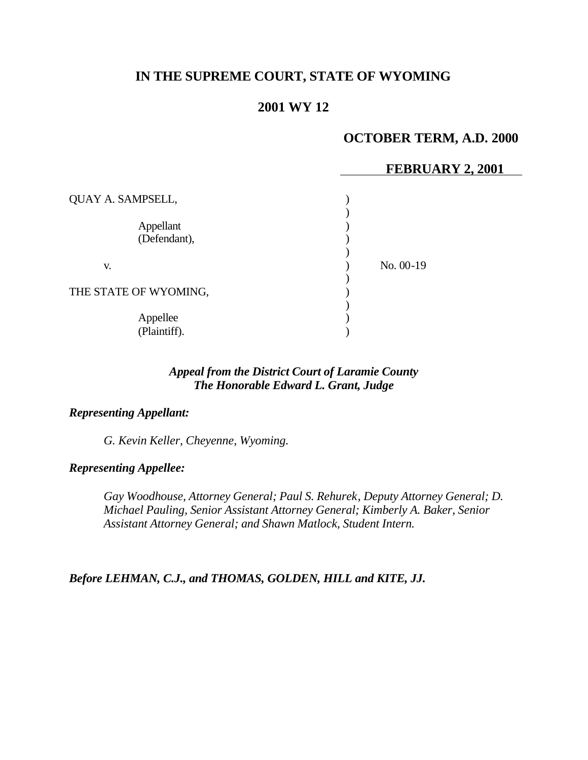# IN THE SUPREME COURT, STATE OF WYOMING

## 2001 WY 12

### OCTOBER TERM, A.D. 2000

### FEBRUARY 2, 2001

| | | |
|---|---|---|
| QUAY A. SAMPSELL, | ) | |
| | ) | |
| Appellant (Defendant), | ) | |
| | ) | |
| v. | ) | No. 00-19 |
| | ) | |
| THE STATE OF WYOMING, | ) | |
| | ) | |
| Appellee (Plaintiff). | ) | |

***Appeal from the District Court of Laramie County***
***The Honorable Edward L. Grant, Judge***

***Representing Appellant:***

*G. Kevin Keller, Cheyenne, Wyoming.*

***Representing Appellee:***

*Gay Woodhouse, Attorney General; Paul S. Rehurek, Deputy Attorney General; D. Michael Pauling, Senior Assistant Attorney General; Kimberly A. Baker, Senior Assistant Attorney General; and Shawn Matlock, Student Intern.*

***Before LEHMAN, C.J., and THOMAS, GOLDEN, HILL and KITE, JJ.***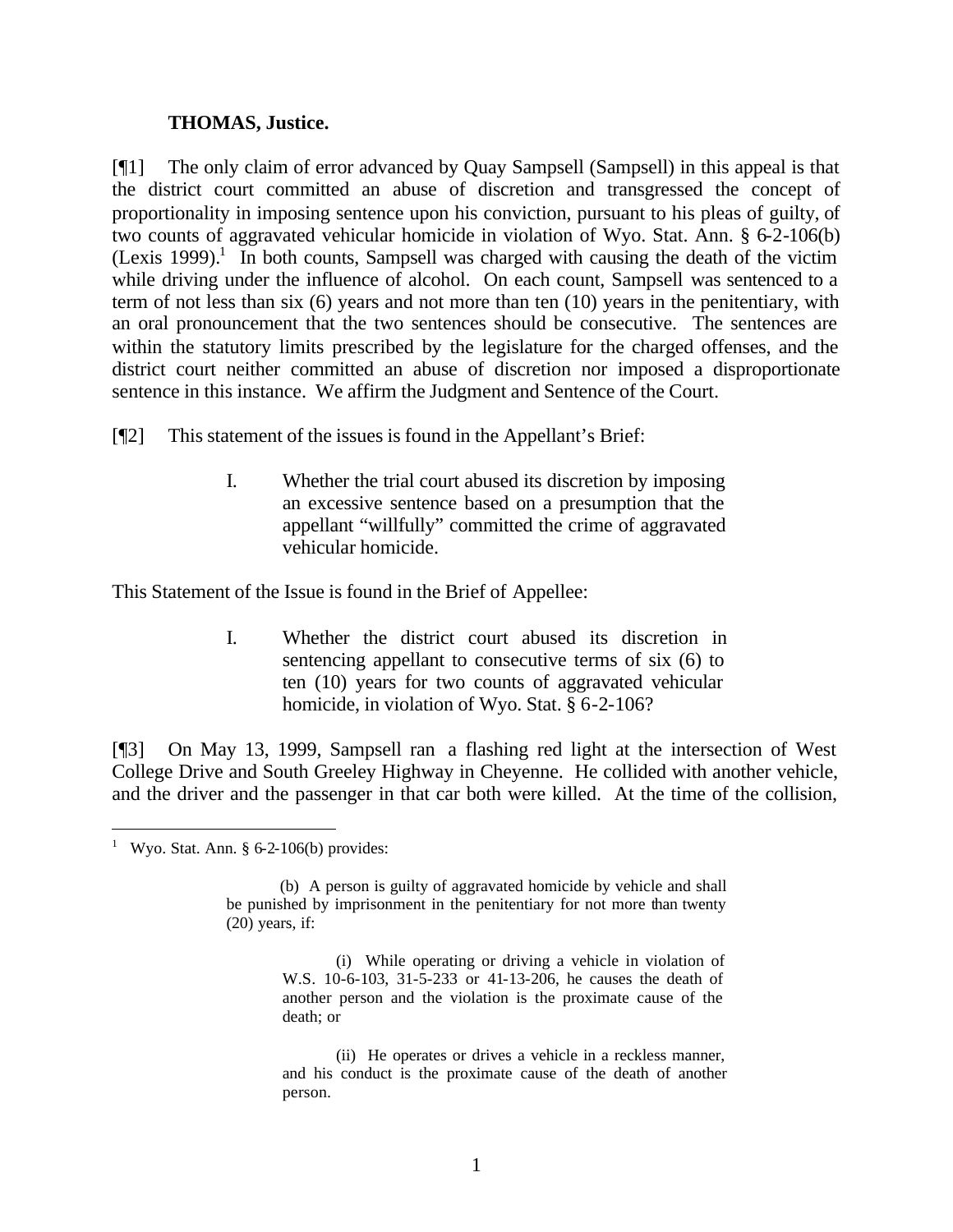**THOMAS, Justice.**

[¶1] The only claim of error advanced by Quay Sampsell (Sampsell) in this appeal is that the district court committed an abuse of discretion and transgressed the concept of proportionality in imposing sentence upon his conviction, pursuant to his pleas of guilty, of two counts of aggravated vehicular homicide in violation of Wyo. Stat. Ann. § 6-2-106(b) (Lexis 1999).[1] In both counts, Sampsell was charged with causing the death of the victim while driving under the influence of alcohol. On each count, Sampsell was sentenced to a term of not less than six (6) years and not more than ten (10) years in the penitentiary, with an oral pronouncement that the two sentences should be consecutive. The sentences are within the statutory limits prescribed by the legislature for the charged offenses, and the district court neither committed an abuse of discretion nor imposed a disproportionate sentence in this instance. We affirm the Judgment and Sentence of the Court.

[¶2] This statement of the issues is found in the Appellant's Brief:

> I. Whether the trial court abused its discretion by imposing an excessive sentence based on a presumption that the appellant "willfully" committed the crime of aggravated vehicular homicide.

This Statement of the Issue is found in the Brief of Appellee:

> I. Whether the district court abused its discretion in sentencing appellant to consecutive terms of six (6) to ten (10) years for two counts of aggravated vehicular homicide, in violation of Wyo. Stat. § 6-2-106?

[¶3] On May 13, 1999, Sampsell ran a flashing red light at the intersection of West College Drive and South Greeley Highway in Cheyenne. He collided with another vehicle, and the driver and the passenger in that car both were killed. At the time of the collision,

---

[1] Wyo. Stat. Ann. § 6-2-106(b) provides:

> (b) A person is guilty of aggravated homicide by vehicle and shall be punished by imprisonment in the penitentiary for not more than twenty (20) years, if:
>
> (i) While operating or driving a vehicle in violation of W.S. 10-6-103, 31-5-233 or 41-13-206, he causes the death of another person and the violation is the proximate cause of the death; or
>
> (ii) He operates or drives a vehicle in a reckless manner, and his conduct is the proximate cause of the death of another person.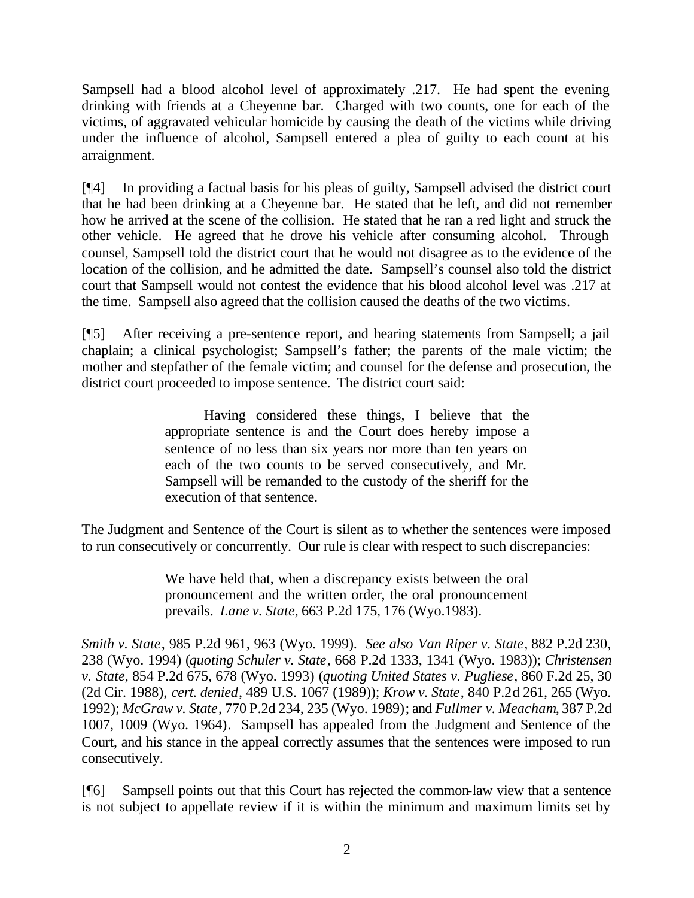Sampsell had a blood alcohol level of approximately .217. He had spent the evening drinking with friends at a Cheyenne bar. Charged with two counts, one for each of the victims, of aggravated vehicular homicide by causing the death of the victims while driving under the influence of alcohol, Sampsell entered a plea of guilty to each count at his arraignment.

[¶4] In providing a factual basis for his pleas of guilty, Sampsell advised the district court that he had been drinking at a Cheyenne bar. He stated that he left, and did not remember how he arrived at the scene of the collision. He stated that he ran a red light and struck the other vehicle. He agreed that he drove his vehicle after consuming alcohol. Through counsel, Sampsell told the district court that he would not disagree as to the evidence of the location of the collision, and he admitted the date. Sampsell's counsel also told the district court that Sampsell would not contest the evidence that his blood alcohol level was .217 at the time. Sampsell also agreed that the collision caused the deaths of the two victims.

[¶5] After receiving a pre-sentence report, and hearing statements from Sampsell; a jail chaplain; a clinical psychologist; Sampsell's father; the parents of the male victim; the mother and stepfather of the female victim; and counsel for the defense and prosecution, the district court proceeded to impose sentence. The district court said:

> Having considered these things, I believe that the appropriate sentence is and the Court does hereby impose a sentence of no less than six years nor more than ten years on each of the two counts to be served consecutively, and Mr. Sampsell will be remanded to the custody of the sheriff for the execution of that sentence.

The Judgment and Sentence of the Court is silent as to whether the sentences were imposed to run consecutively or concurrently. Our rule is clear with respect to such discrepancies:

> We have held that, when a discrepancy exists between the oral pronouncement and the written order, the oral pronouncement prevails. *Lane v. State*, 663 P.2d 175, 176 (Wyo.1983).

*Smith v. State*, 985 P.2d 961, 963 (Wyo. 1999). *See also Van Riper v. State*, 882 P.2d 230, 238 (Wyo. 1994) (*quoting Schuler v. State*, 668 P.2d 1333, 1341 (Wyo. 1983)); *Christensen v. State*, 854 P.2d 675, 678 (Wyo. 1993) (*quoting United States v. Pugliese*, 860 F.2d 25, 30 (2d Cir. 1988), *cert. denied*, 489 U.S. 1067 (1989)); *Krow v. State*, 840 P.2d 261, 265 (Wyo. 1992); *McGraw v. State*, 770 P.2d 234, 235 (Wyo. 1989); and *Fullmer v. Meacham*, 387 P.2d 1007, 1009 (Wyo. 1964). Sampsell has appealed from the Judgment and Sentence of the Court, and his stance in the appeal correctly assumes that the sentences were imposed to run consecutively.

[¶6] Sampsell points out that this Court has rejected the common-law view that a sentence is not subject to appellate review if it is within the minimum and maximum limits set by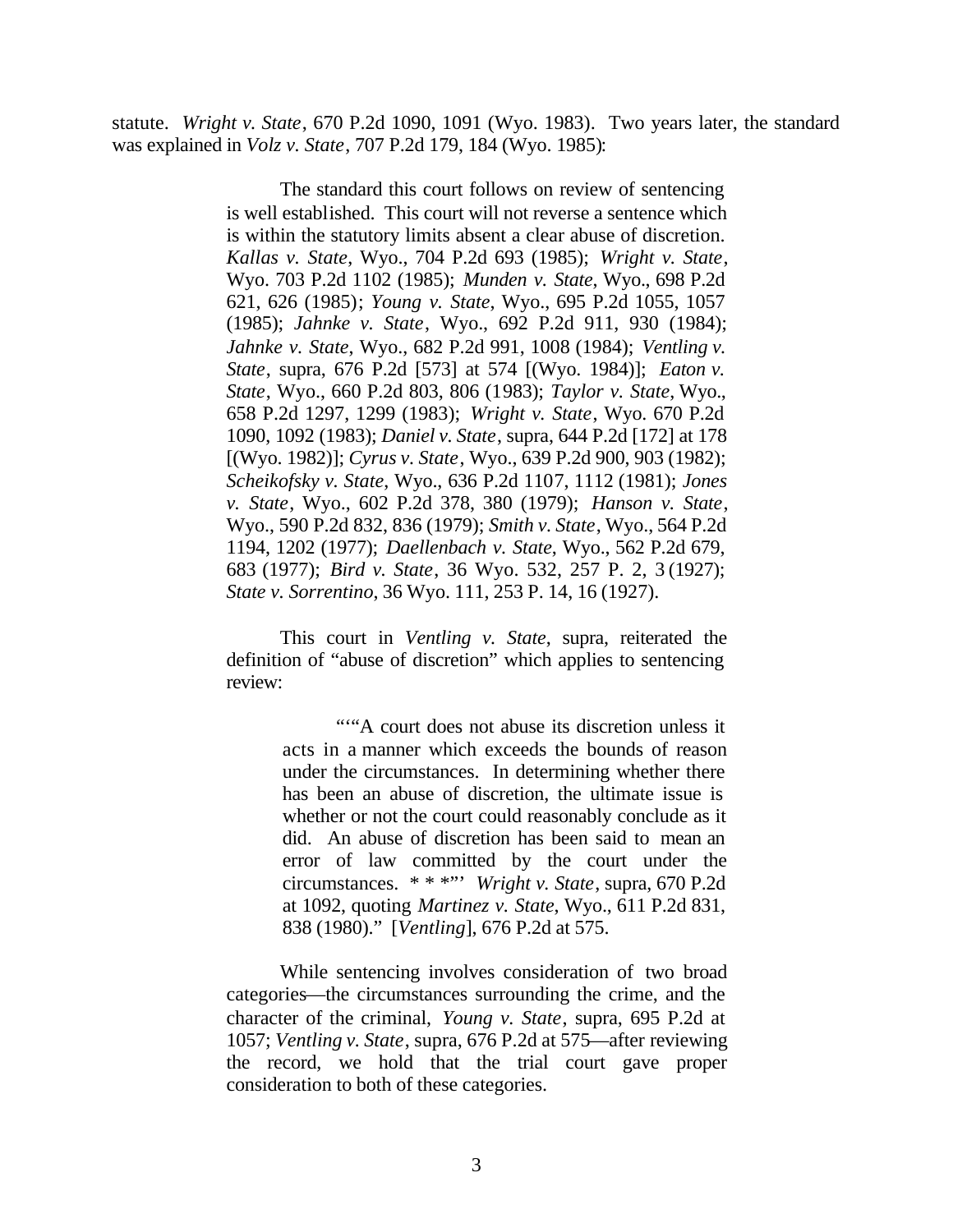statute. *Wright v. State*, 670 P.2d 1090, 1091 (Wyo. 1983). Two years later, the standard was explained in *Volz v. State*, 707 P.2d 179, 184 (Wyo. 1985):

> The standard this court follows on review of sentencing is well established. This court will not reverse a sentence which is within the statutory limits absent a clear abuse of discretion. *Kallas v. State*, Wyo., 704 P.2d 693 (1985); *Wright v. State*, Wyo. 703 P.2d 1102 (1985); *Munden v. State*, Wyo., 698 P.2d 621, 626 (1985); *Young v. State*, Wyo., 695 P.2d 1055, 1057 (1985); *Jahnke v. State*, Wyo., 692 P.2d 911, 930 (1984); *Jahnke v. State*, Wyo., 682 P.2d 991, 1008 (1984); *Ventling v. State*, supra, 676 P.2d [573] at 574 [(Wyo. 1984)]; *Eaton v. State*, Wyo., 660 P.2d 803, 806 (1983); *Taylor v. State*, Wyo., 658 P.2d 1297, 1299 (1983); *Wright v. State*, Wyo. 670 P.2d 1090, 1092 (1983); *Daniel v. State*, supra, 644 P.2d [172] at 178 [(Wyo. 1982)]; *Cyrus v. State*, Wyo., 639 P.2d 900, 903 (1982); *Scheikofsky v. State*, Wyo., 636 P.2d 1107, 1112 (1981); *Jones v. State*, Wyo., 602 P.2d 378, 380 (1979); *Hanson v. State*, Wyo., 590 P.2d 832, 836 (1979); *Smith v. State*, Wyo., 564 P.2d 1194, 1202 (1977); *Daellenbach v. State*, Wyo., 562 P.2d 679, 683 (1977); *Bird v. State*, 36 Wyo. 532, 257 P. 2, 3 (1927); *State v. Sorrentino*, 36 Wyo. 111, 253 P. 14, 16 (1927).
>
> This court in *Ventling v. State*, supra, reiterated the definition of "abuse of discretion" which applies to sentencing review:
>
> > "'"A court does not abuse its discretion unless it acts in a manner which exceeds the bounds of reason under the circumstances. In determining whether there has been an abuse of discretion, the ultimate issue is whether or not the court could reasonably conclude as it did. An abuse of discretion has been said to mean an error of law committed by the court under the circumstances. * * *"' *Wright v. State*, supra, 670 P.2d at 1092, quoting *Martinez v. State*, Wyo., 611 P.2d 831, 838 (1980)." [*Ventling*], 676 P.2d at 575.
>
> While sentencing involves consideration of two broad categories—the circumstances surrounding the crime, and the character of the criminal, *Young v. State*, supra, 695 P.2d at 1057; *Ventling v. State*, supra, 676 P.2d at 575—after reviewing the record, we hold that the trial court gave proper consideration to both of these categories.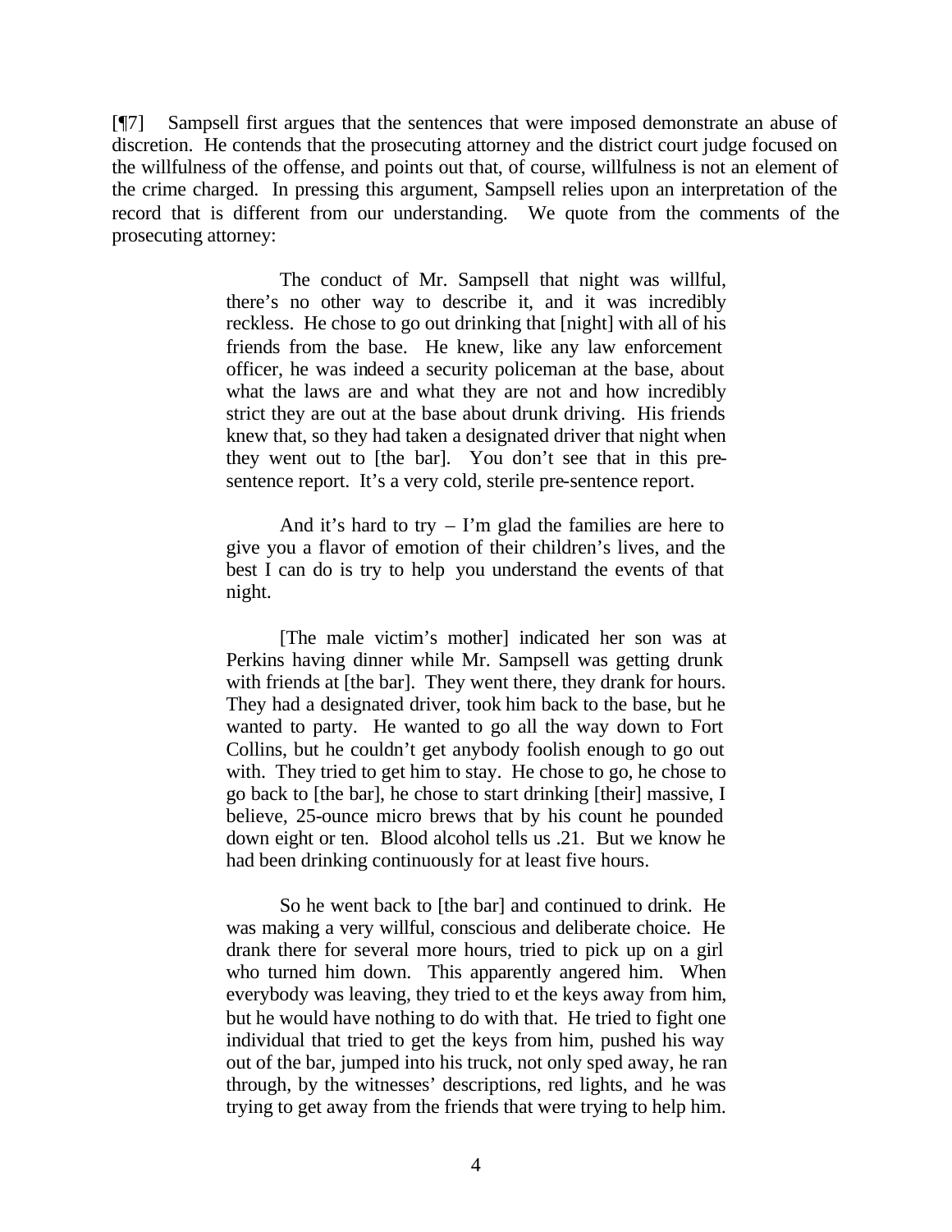[¶7] Sampsell first argues that the sentences that were imposed demonstrate an abuse of discretion. He contends that the prosecuting attorney and the district court judge focused on the willfulness of the offense, and points out that, of course, willfulness is not an element of the crime charged. In pressing this argument, Sampsell relies upon an interpretation of the record that is different from our understanding. We quote from the comments of the prosecuting attorney:

> The conduct of Mr. Sampsell that night was willful, there's no other way to describe it, and it was incredibly reckless. He chose to go out drinking that [night] with all of his friends from the base. He knew, like any law enforcement officer, he was indeed a security policeman at the base, about what the laws are and what they are not and how incredibly strict they are out at the base about drunk driving. His friends knew that, so they had taken a designated driver that night when they went out to [the bar]. You don't see that in this pre-sentence report. It's a very cold, sterile pre-sentence report.
>
> And it's hard to try – I'm glad the families are here to give you a flavor of emotion of their children's lives, and the best I can do is try to help you understand the events of that night.
>
> [The male victim's mother] indicated her son was at Perkins having dinner while Mr. Sampsell was getting drunk with friends at [the bar]. They went there, they drank for hours. They had a designated driver, took him back to the base, but he wanted to party. He wanted to go all the way down to Fort Collins, but he couldn't get anybody foolish enough to go out with. They tried to get him to stay. He chose to go, he chose to go back to [the bar], he chose to start drinking [their] massive, I believe, 25-ounce micro brews that by his count he pounded down eight or ten. Blood alcohol tells us .21. But we know he had been drinking continuously for at least five hours.
>
> So he went back to [the bar] and continued to drink. He was making a very willful, conscious and deliberate choice. He drank there for several more hours, tried to pick up on a girl who turned him down. This apparently angered him. When everybody was leaving, they tried to et the keys away from him, but he would have nothing to do with that. He tried to fight one individual that tried to get the keys from him, pushed his way out of the bar, jumped into his truck, not only sped away, he ran through, by the witnesses' descriptions, red lights, and he was trying to get away from the friends that were trying to help him.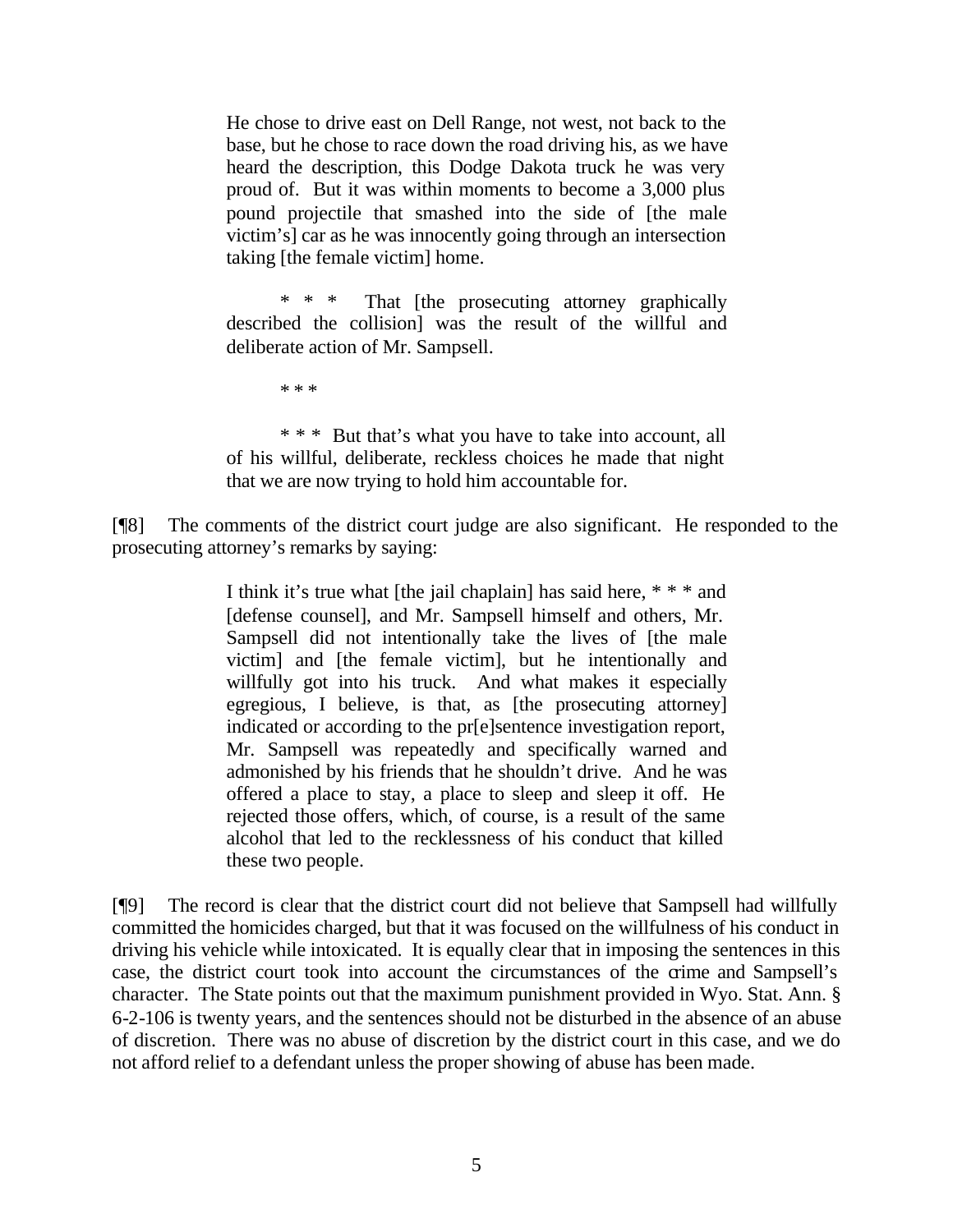> He chose to drive east on Dell Range, not west, not back to the base, but he chose to race down the road driving his, as we have heard the description, this Dodge Dakota truck he was very proud of. But it was within moments to become a 3,000 plus pound projectile that smashed into the side of [the male victim's] car as he was innocently going through an intersection taking [the female victim] home.
>
> \* \* \* That [the prosecuting attorney graphically described the collision] was the result of the willful and deliberate action of Mr. Sampsell.
>
> \* \* \*
>
> \* \* \* But that's what you have to take into account, all of his willful, deliberate, reckless choices he made that night that we are now trying to hold him accountable for.

[¶8] The comments of the district court judge are also significant. He responded to the prosecuting attorney's remarks by saying:

> I think it's true what [the jail chaplain] has said here, \* \* \* and [defense counsel], and Mr. Sampsell himself and others, Mr. Sampsell did not intentionally take the lives of [the male victim] and [the female victim], but he intentionally and willfully got into his truck. And what makes it especially egregious, I believe, is that, as [the prosecuting attorney] indicated or according to the pr[e]sentence investigation report, Mr. Sampsell was repeatedly and specifically warned and admonished by his friends that he shouldn't drive. And he was offered a place to stay, a place to sleep and sleep it off. He rejected those offers, which, of course, is a result of the same alcohol that led to the recklessness of his conduct that killed these two people.

[¶9] The record is clear that the district court did not believe that Sampsell had willfully committed the homicides charged, but that it was focused on the willfulness of his conduct in driving his vehicle while intoxicated. It is equally clear that in imposing the sentences in this case, the district court took into account the circumstances of the crime and Sampsell's character. The State points out that the maximum punishment provided in Wyo. Stat. Ann. § 6-2-106 is twenty years, and the sentences should not be disturbed in the absence of an abuse of discretion. There was no abuse of discretion by the district court in this case, and we do not afford relief to a defendant unless the proper showing of abuse has been made.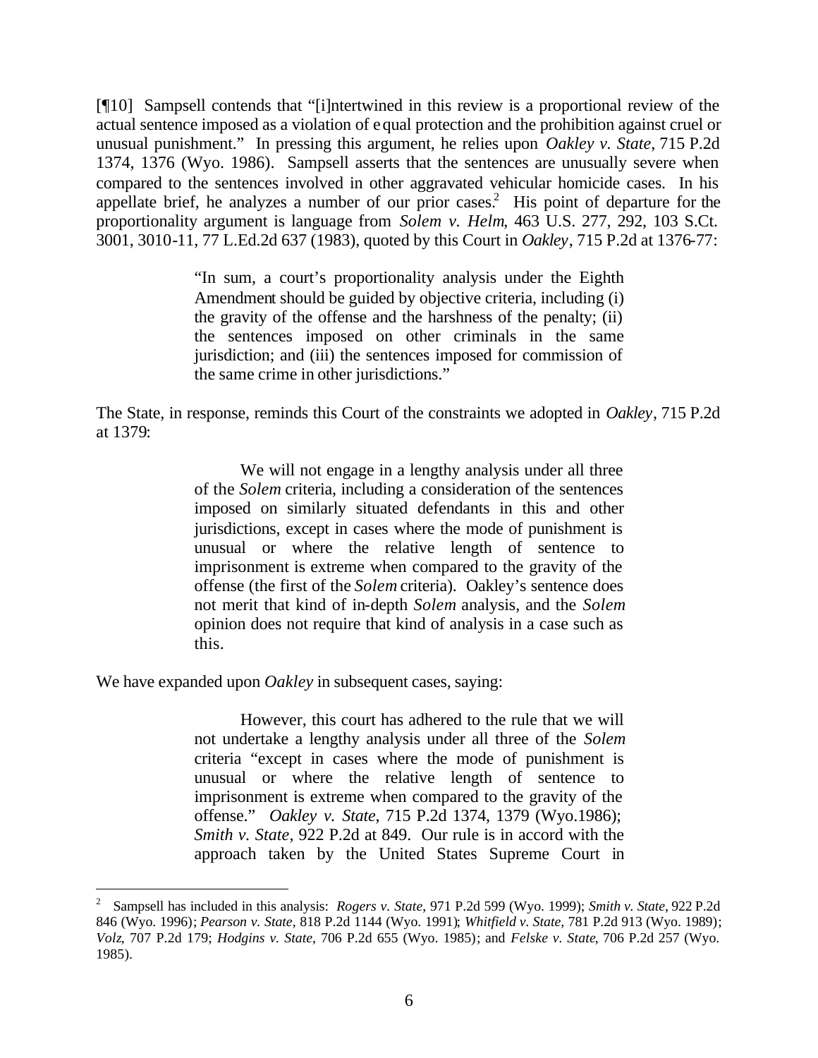[¶10] Sampsell contends that "[i]ntertwined in this review is a proportional review of the actual sentence imposed as a violation of equal protection and the prohibition against cruel or unusual punishment." In pressing this argument, he relies upon *Oakley v. State*, 715 P.2d 1374, 1376 (Wyo. 1986). Sampsell asserts that the sentences are unusually severe when compared to the sentences involved in other aggravated vehicular homicide cases. In his appellate brief, he analyzes a number of our prior cases.[2] His point of departure for the proportionality argument is language from *Solem v. Helm*, 463 U.S. 277, 292, 103 S.Ct. 3001, 3010-11, 77 L.Ed.2d 637 (1983), quoted by this Court in *Oakley*, 715 P.2d at 1376-77:

> "In sum, a court's proportionality analysis under the Eighth Amendment should be guided by objective criteria, including (i) the gravity of the offense and the harshness of the penalty; (ii) the sentences imposed on other criminals in the same jurisdiction; and (iii) the sentences imposed for commission of the same crime in other jurisdictions."

The State, in response, reminds this Court of the constraints we adopted in *Oakley*, 715 P.2d at 1379:

> We will not engage in a lengthy analysis under all three of the *Solem* criteria, including a consideration of the sentences imposed on similarly situated defendants in this and other jurisdictions, except in cases where the mode of punishment is unusual or where the relative length of sentence to imprisonment is extreme when compared to the gravity of the offense (the first of the *Solem* criteria). Oakley's sentence does not merit that kind of in-depth *Solem* analysis, and the *Solem* opinion does not require that kind of analysis in a case such as this.

We have expanded upon *Oakley* in subsequent cases, saying:

> However, this court has adhered to the rule that we will not undertake a lengthy analysis under all three of the *Solem* criteria "except in cases where the mode of punishment is unusual or where the relative length of sentence to imprisonment is extreme when compared to the gravity of the offense." *Oakley v. State*, 715 P.2d 1374, 1379 (Wyo.1986); *Smith v. State*, 922 P.2d at 849. Our rule is in accord with the approach taken by the United States Supreme Court in

---

[2] Sampsell has included in this analysis: *Rogers v. State*, 971 P.2d 599 (Wyo. 1999); *Smith v. State*, 922 P.2d 846 (Wyo. 1996); *Pearson v. State*, 818 P.2d 1144 (Wyo. 1991); *Whitfield v. State*, 781 P.2d 913 (Wyo. 1989); *Volz*, 707 P.2d 179; *Hodgins v. State*, 706 P.2d 655 (Wyo. 1985); and *Felske v. State*, 706 P.2d 257 (Wyo. 1985).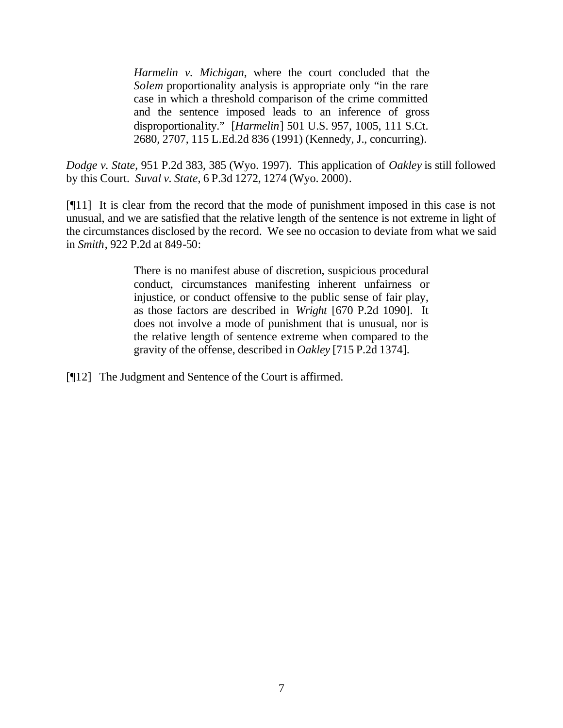> *Harmelin v. Michigan*, where the court concluded that the *Solem* proportionality analysis is appropriate only "in the rare case in which a threshold comparison of the crime committed and the sentence imposed leads to an inference of gross disproportionality." [*Harmelin*] 501 U.S. 957, 1005, 111 S.Ct. 2680, 2707, 115 L.Ed.2d 836 (1991) (Kennedy, J., concurring).

*Dodge v. State*, 951 P.2d 383, 385 (Wyo. 1997). This application of *Oakley* is still followed by this Court. *Suval v. State*, 6 P.3d 1272, 1274 (Wyo. 2000).

[¶11] It is clear from the record that the mode of punishment imposed in this case is not unusual, and we are satisfied that the relative length of the sentence is not extreme in light of the circumstances disclosed by the record. We see no occasion to deviate from what we said in *Smith*, 922 P.2d at 849-50:

> There is no manifest abuse of discretion, suspicious procedural conduct, circumstances manifesting inherent unfairness or injustice, or conduct offensive to the public sense of fair play, as those factors are described in *Wright* [670 P.2d 1090]. It does not involve a mode of punishment that is unusual, nor is the relative length of sentence extreme when compared to the gravity of the offense, described in *Oakley* [715 P.2d 1374].

[¶12] The Judgment and Sentence of the Court is affirmed.